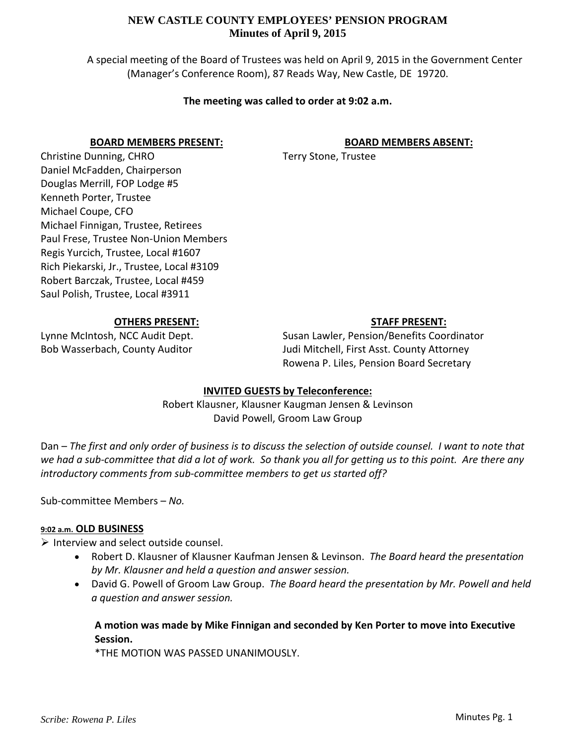# NEW CASTLE COUNTY EMPLOYEES' PENSION PROGRAM

## Minutes of April 9, 2015

A special meeting of the Board of Trustees was held on April 9, 2015 in the Government Center (Manager's Conference Room), 87 Reads Way, New Castle, DE 19720.

**The meeting was called to order at 9:02 a.m.**

**BOARD MEMBERS PRESENT:**

Christine Dunning, CHRO
Daniel McFadden, Chairperson
Douglas Merrill, FOP Lodge #5
Kenneth Porter, Trustee
Michael Coupe, CFO
Michael Finnigan, Trustee, Retirees
Paul Frese, Trustee Non-Union Members
Regis Yurcich, Trustee, Local #1607
Rich Piekarski, Jr., Trustee, Local #3109
Robert Barczak, Trustee, Local #459
Saul Polish, Trustee, Local #3911

**BOARD MEMBERS ABSENT:**

Terry Stone, Trustee

**OTHERS PRESENT:**

Lynne McIntosh, NCC Audit Dept.
Bob Wasserbach, County Auditor

**STAFF PRESENT:**

Susan Lawler, Pension/Benefits Coordinator
Judi Mitchell, First Asst. County Attorney
Rowena P. Liles, Pension Board Secretary

**INVITED GUESTS by Teleconference:**

Robert Klausner, Klausner Kaugman Jensen & Levinson
David Powell, Groom Law Group

Dan – *The first and only order of business is to discuss the selection of outside counsel. I want to note that we had a sub-committee that did a lot of work. So thank you all for getting us to this point. Are there any introductory comments from sub-committee members to get us started off?*

Sub-committee Members – *No.*

**9:02 a.m. OLD BUSINESS**

- Interview and select outside counsel.
  - Robert D. Klausner of Klausner Kaufman Jensen & Levinson. *The Board heard the presentation by Mr. Klausner and held a question and answer session.*
  - David G. Powell of Groom Law Group. *The Board heard the presentation by Mr. Powell and held a question and answer session.*

**A motion was made by Mike Finnigan and seconded by Ken Porter to move into Executive Session.**
*THE MOTION WAS PASSED UNANIMOUSLY.

*Scribe: Rowena P. Liles*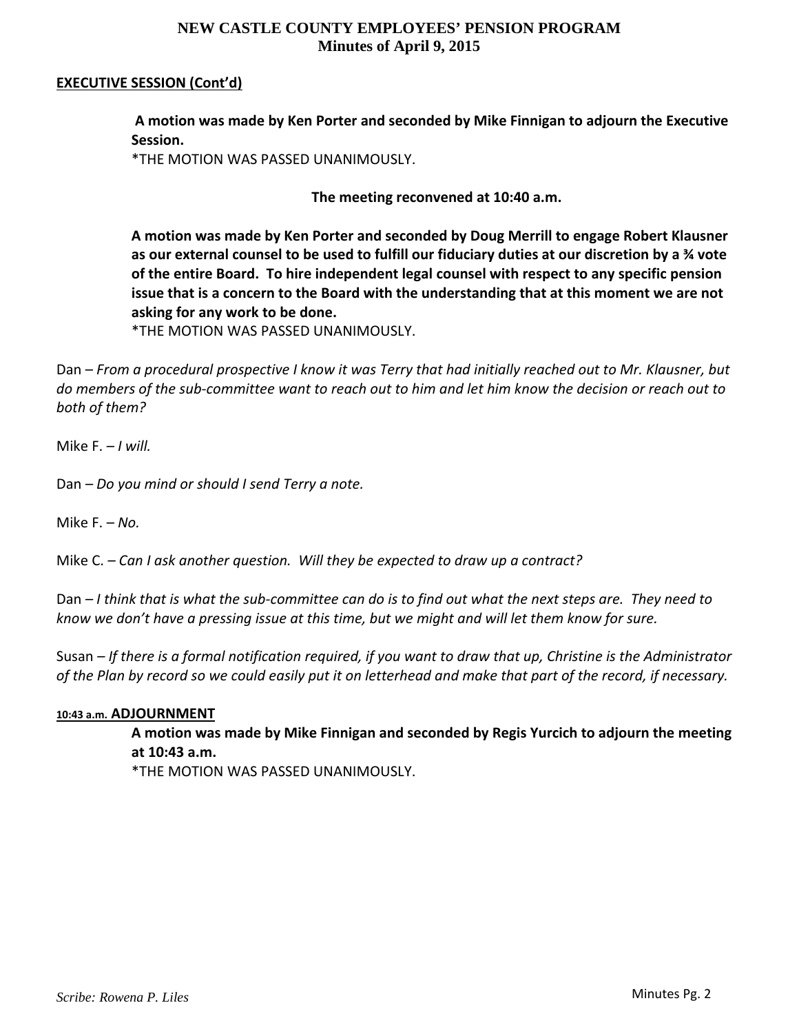**EXECUTIVE SESSION (Cont'd)**

**A motion was made by Ken Porter and seconded by Mike Finnigan to adjourn the Executive Session.**
*THE MOTION WAS PASSED UNANIMOUSLY.

**The meeting reconvened at 10:40 a.m.**

**A motion was made by Ken Porter and seconded by Doug Merrill to engage Robert Klausner as our external counsel to be used to fulfill our fiduciary duties at our discretion by a ¾ vote of the entire Board. To hire independent legal counsel with respect to any specific pension issue that is a concern to the Board with the understanding that at this moment we are not asking for any work to be done.**
*THE MOTION WAS PASSED UNANIMOUSLY.

Dan – *From a procedural prospective I know it was Terry that had initially reached out to Mr. Klausner, but do members of the sub-committee want to reach out to him and let him know the decision or reach out to both of them?*

Mike F. – *I will.*

Dan – *Do you mind or should I send Terry a note.*

Mike F. – *No.*

Mike C. – *Can I ask another question. Will they be expected to draw up a contract?*

Dan – *I think that is what the sub-committee can do is to find out what the next steps are. They need to know we don't have a pressing issue at this time, but we might and will let them know for sure.*

Susan – *If there is a formal notification required, if you want to draw that up, Christine is the Administrator of the Plan by record so we could easily put it on letterhead and make that part of the record, if necessary.*

10:43 a.m. **ADJOURNMENT**

**A motion was made by Mike Finnigan and seconded by Regis Yurcich to adjourn the meeting at 10:43 a.m.**
*THE MOTION WAS PASSED UNANIMOUSLY.

*Scribe: Rowena P. Liles*